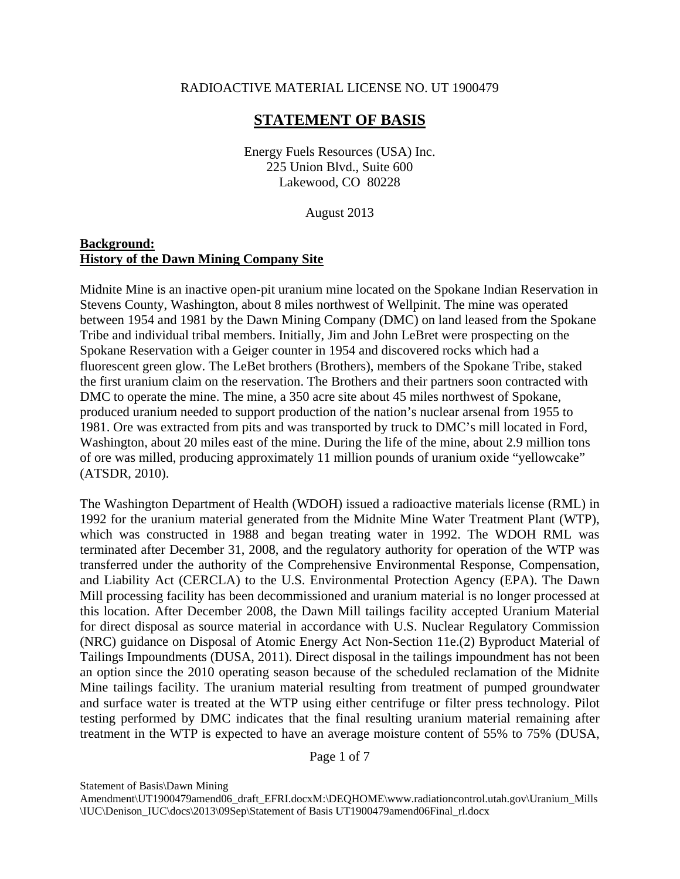RADIOACTIVE MATERIAL LICENSE NO. UT 1900479

# STATEMENT OF BASIS

Energy Fuels Resources (USA) Inc.
225 Union Blvd., Suite 600
Lakewood, CO 80228

August 2013

**Background:**
**History of the Dawn Mining Company Site**

Midnite Mine is an inactive open-pit uranium mine located on the Spokane Indian Reservation in Stevens County, Washington, about 8 miles northwest of Wellpinit. The mine was operated between 1954 and 1981 by the Dawn Mining Company (DMC) on land leased from the Spokane Tribe and individual tribal members. Initially, Jim and John LeBret were prospecting on the Spokane Reservation with a Geiger counter in 1954 and discovered rocks which had a fluorescent green glow. The LeBet brothers (Brothers), members of the Spokane Tribe, staked the first uranium claim on the reservation. The Brothers and their partners soon contracted with DMC to operate the mine. The mine, a 350 acre site about 45 miles northwest of Spokane, produced uranium needed to support production of the nation's nuclear arsenal from 1955 to 1981. Ore was extracted from pits and was transported by truck to DMC's mill located in Ford, Washington, about 20 miles east of the mine. During the life of the mine, about 2.9 million tons of ore was milled, producing approximately 11 million pounds of uranium oxide "yellowcake" (ATSDR, 2010).

The Washington Department of Health (WDOH) issued a radioactive materials license (RML) in 1992 for the uranium material generated from the Midnite Mine Water Treatment Plant (WTP), which was constructed in 1988 and began treating water in 1992. The WDOH RML was terminated after December 31, 2008, and the regulatory authority for operation of the WTP was transferred under the authority of the Comprehensive Environmental Response, Compensation, and Liability Act (CERCLA) to the U.S. Environmental Protection Agency (EPA). The Dawn Mill processing facility has been decommissioned and uranium material is no longer processed at this location. After December 2008, the Dawn Mill tailings facility accepted Uranium Material for direct disposal as source material in accordance with U.S. Nuclear Regulatory Commission (NRC) guidance on Disposal of Atomic Energy Act Non-Section 11e.(2) Byproduct Material of Tailings Impoundments (DUSA, 2011). Direct disposal in the tailings impoundment has not been an option since the 2010 operating season because of the scheduled reclamation of the Midnite Mine tailings facility. The uranium material resulting from treatment of pumped groundwater and surface water is treated at the WTP using either centrifuge or filter press technology. Pilot testing performed by DMC indicates that the final resulting uranium material remaining after treatment in the WTP is expected to have an average moisture content of 55% to 75% (DUSA,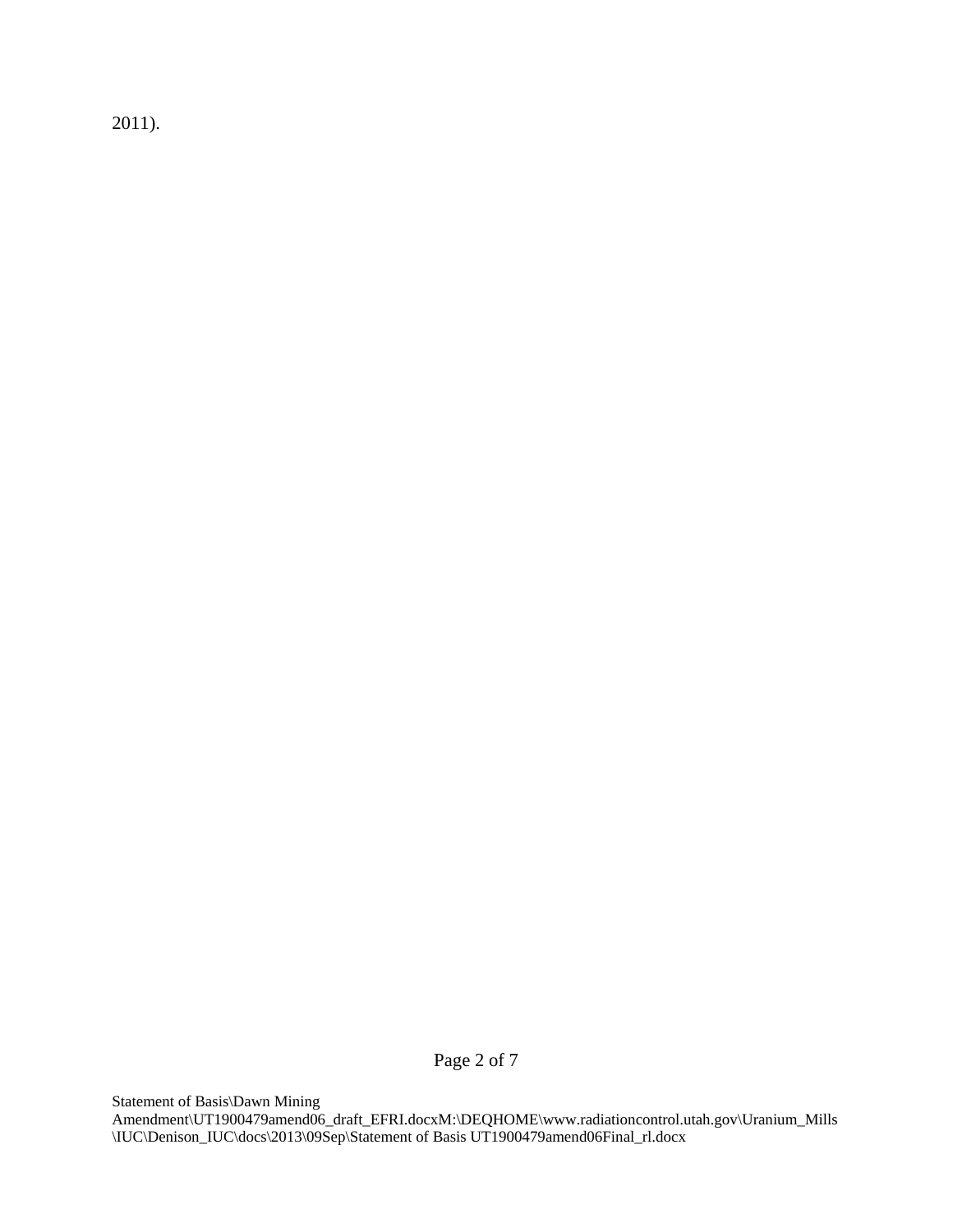2011).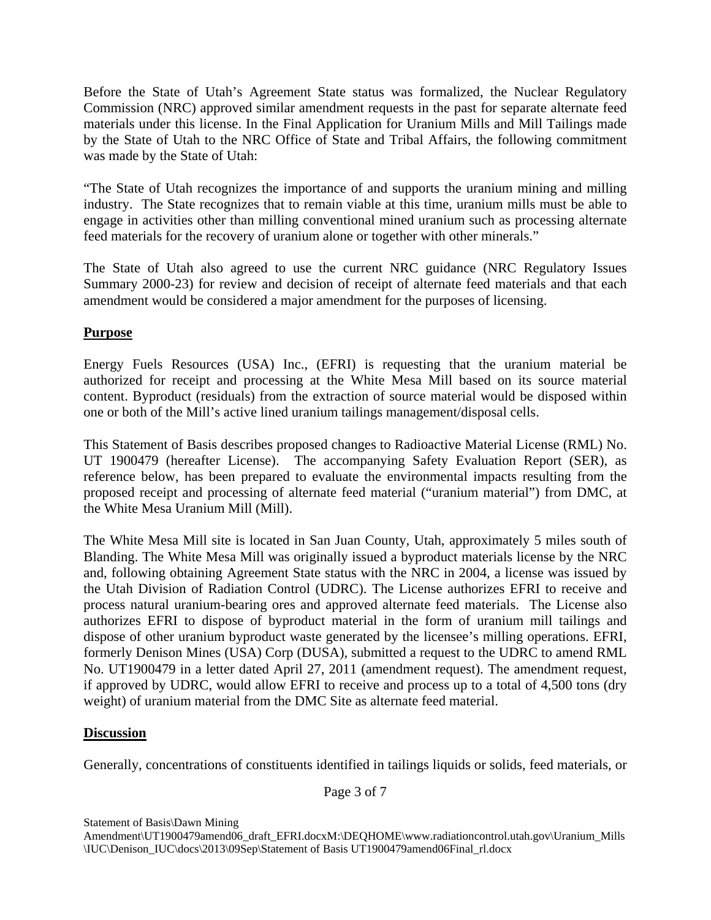Before the State of Utah's Agreement State status was formalized, the Nuclear Regulatory Commission (NRC) approved similar amendment requests in the past for separate alternate feed materials under this license. In the Final Application for Uranium Mills and Mill Tailings made by the State of Utah to the NRC Office of State and Tribal Affairs, the following commitment was made by the State of Utah:

"The State of Utah recognizes the importance of and supports the uranium mining and milling industry. The State recognizes that to remain viable at this time, uranium mills must be able to engage in activities other than milling conventional mined uranium such as processing alternate feed materials for the recovery of uranium alone or together with other minerals."

The State of Utah also agreed to use the current NRC guidance (NRC Regulatory Issues Summary 2000-23) for review and decision of receipt of alternate feed materials and that each amendment would be considered a major amendment for the purposes of licensing.

## Purpose

Energy Fuels Resources (USA) Inc., (EFRI) is requesting that the uranium material be authorized for receipt and processing at the White Mesa Mill based on its source material content. Byproduct (residuals) from the extraction of source material would be disposed within one or both of the Mill's active lined uranium tailings management/disposal cells.

This Statement of Basis describes proposed changes to Radioactive Material License (RML) No. UT 1900479 (hereafter License). The accompanying Safety Evaluation Report (SER), as reference below, has been prepared to evaluate the environmental impacts resulting from the proposed receipt and processing of alternate feed material ("uranium material") from DMC, at the White Mesa Uranium Mill (Mill).

The White Mesa Mill site is located in San Juan County, Utah, approximately 5 miles south of Blanding. The White Mesa Mill was originally issued a byproduct materials license by the NRC and, following obtaining Agreement State status with the NRC in 2004, a license was issued by the Utah Division of Radiation Control (UDRC). The License authorizes EFRI to receive and process natural uranium-bearing ores and approved alternate feed materials. The License also authorizes EFRI to dispose of byproduct material in the form of uranium mill tailings and dispose of other uranium byproduct waste generated by the licensee's milling operations. EFRI, formerly Denison Mines (USA) Corp (DUSA), submitted a request to the UDRC to amend RML No. UT1900479 in a letter dated April 27, 2011 (amendment request). The amendment request, if approved by UDRC, would allow EFRI to receive and process up to a total of 4,500 tons (dry weight) of uranium material from the DMC Site as alternate feed material.

## Discussion

Generally, concentrations of constituents identified in tailings liquids or solids, feed materials, or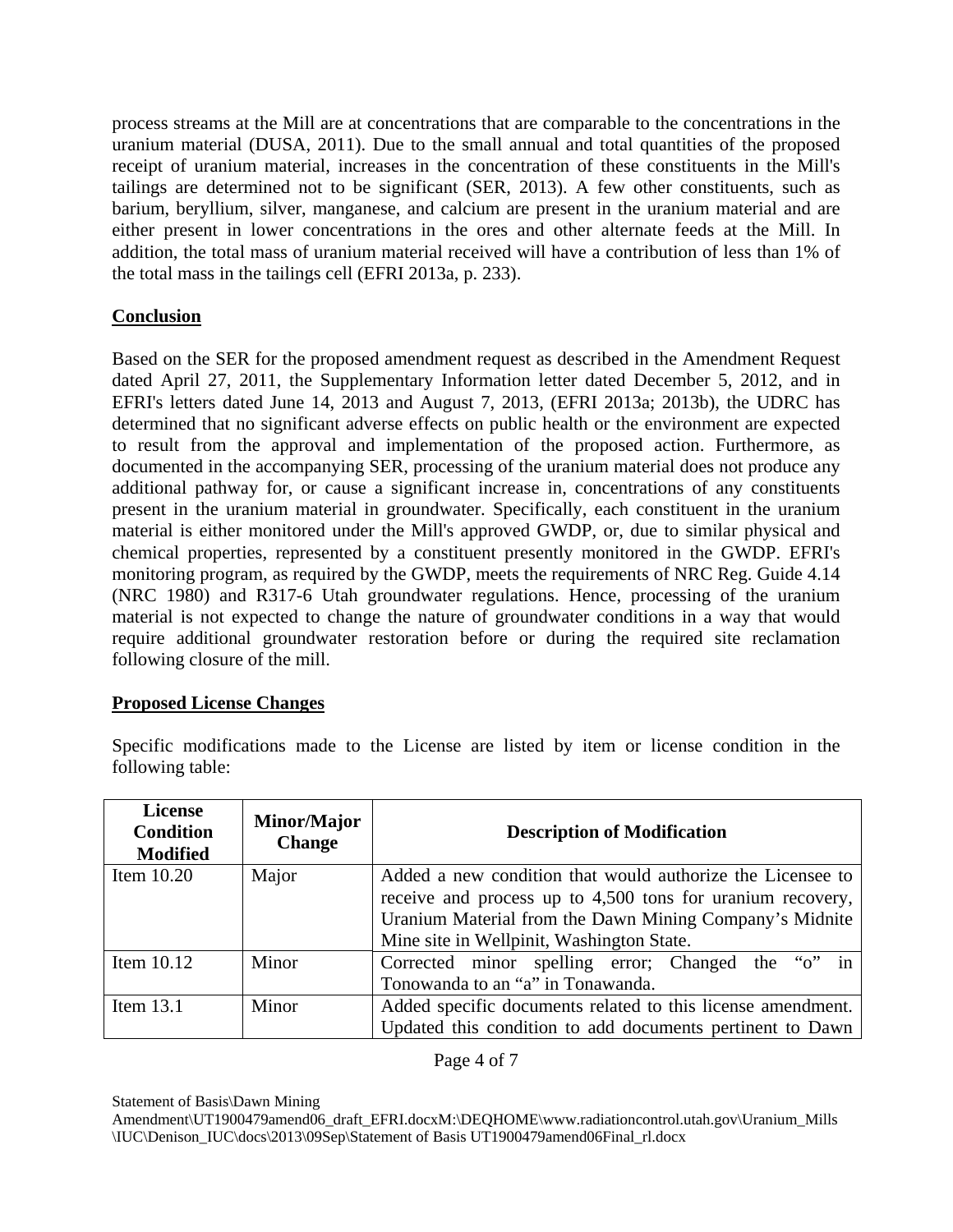process streams at the Mill are at concentrations that are comparable to the concentrations in the uranium material (DUSA, 2011). Due to the small annual and total quantities of the proposed receipt of uranium material, increases in the concentration of these constituents in the Mill's tailings are determined not to be significant (SER, 2013). A few other constituents, such as barium, beryllium, silver, manganese, and calcium are present in the uranium material and are either present in lower concentrations in the ores and other alternate feeds at the Mill. In addition, the total mass of uranium material received will have a contribution of less than 1% of the total mass in the tailings cell (EFRI 2013a, p. 233).

## Conclusion

Based on the SER for the proposed amendment request as described in the Amendment Request dated April 27, 2011, the Supplementary Information letter dated December 5, 2012, and in EFRI's letters dated June 14, 2013 and August 7, 2013, (EFRI 2013a; 2013b), the UDRC has determined that no significant adverse effects on public health or the environment are expected to result from the approval and implementation of the proposed action. Furthermore, as documented in the accompanying SER, processing of the uranium material does not produce any additional pathway for, or cause a significant increase in, concentrations of any constituents present in the uranium material in groundwater. Specifically, each constituent in the uranium material is either monitored under the Mill's approved GWDP, or, due to similar physical and chemical properties, represented by a constituent presently monitored in the GWDP. EFRI's monitoring program, as required by the GWDP, meets the requirements of NRC Reg. Guide 4.14 (NRC 1980) and R317-6 Utah groundwater regulations. Hence, processing of the uranium material is not expected to change the nature of groundwater conditions in a way that would require additional groundwater restoration before or during the required site reclamation following closure of the mill.

## Proposed License Changes

Specific modifications made to the License are listed by item or license condition in the following table:

| License Condition Modified | Minor/Major Change | Description of Modification |
|---|---|---|
| Item 10.20 | Major | Added a new condition that would authorize the Licensee to receive and process up to 4,500 tons for uranium recovery, Uranium Material from the Dawn Mining Company's Midnite Mine site in Wellpinit, Washington State. |
| Item 10.12 | Minor | Corrected minor spelling error; Changed the "o" in Tonowanda to an "a" in Tonawanda. |
| Item 13.1 | Minor | Added specific documents related to this license amendment. Updated this condition to add documents pertinent to Dawn |

Statement of Basis\Dawn Mining Amendment\UT1900479amend06_draft_EFRI.docxM:\DEQHOME\www.radiationcontrol.utah.gov\Uranium_Mills\IUC\Denison_IUC\docs\2013\09Sep\Statement of Basis UT1900479amend06Final_rl.docx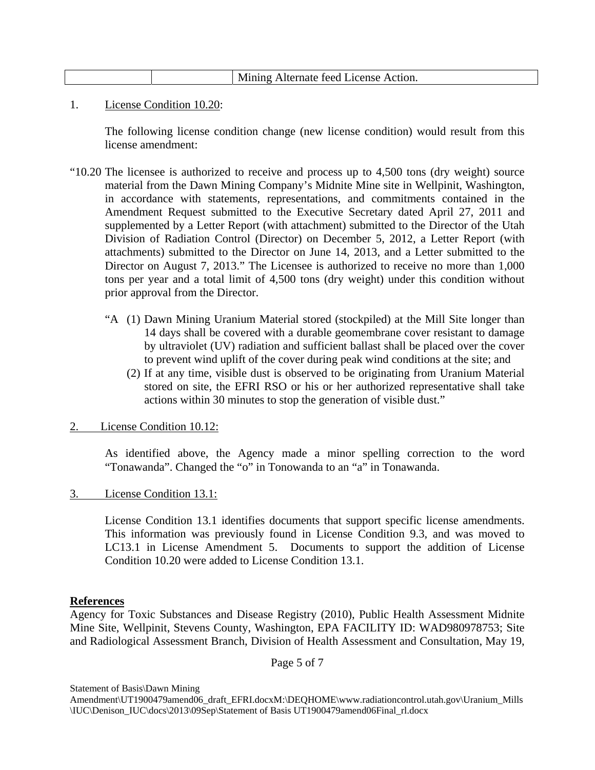|  |  | Mining Alternate feed License Action. |
|---|---|---|

1. License Condition 10.20:

   The following license condition change (new license condition) would result from this license amendment:

"10.20 The licensee is authorized to receive and process up to 4,500 tons (dry weight) source material from the Dawn Mining Company's Midnite Mine site in Wellpinit, Washington, in accordance with statements, representations, and commitments contained in the Amendment Request submitted to the Executive Secretary dated April 27, 2011 and supplemented by a Letter Report (with attachment) submitted to the Director of the Utah Division of Radiation Control (Director) on December 5, 2012, a Letter Report (with attachments) submitted to the Director on June 14, 2013, and a Letter submitted to the Director on August 7, 2013." The Licensee is authorized to receive no more than 1,000 tons per year and a total limit of 4,500 tons (dry weight) under this condition without prior approval from the Director.

"A (1) Dawn Mining Uranium Material stored (stockpiled) at the Mill Site longer than 14 days shall be covered with a durable geomembrane cover resistant to damage by ultraviolet (UV) radiation and sufficient ballast shall be placed over the cover to prevent wind uplift of the cover during peak wind conditions at the site; and

(2) If at any time, visible dust is observed to be originating from Uranium Material stored on site, the EFRI RSO or his or her authorized representative shall take actions within 30 minutes to stop the generation of visible dust."

2. License Condition 10.12:

   As identified above, the Agency made a minor spelling correction to the word "Tonawanda". Changed the "o" in Tonowanda to an "a" in Tonawanda.

3. License Condition 13.1:

   License Condition 13.1 identifies documents that support specific license amendments. This information was previously found in License Condition 9.3, and was moved to LC13.1 in License Amendment 5. Documents to support the addition of License Condition 10.20 were added to License Condition 13.1.

**References**

Agency for Toxic Substances and Disease Registry (2010), Public Health Assessment Midnite Mine Site, Wellpinit, Stevens County, Washington, EPA FACILITY ID: WAD980978753; Site and Radiological Assessment Branch, Division of Health Assessment and Consultation, May 19,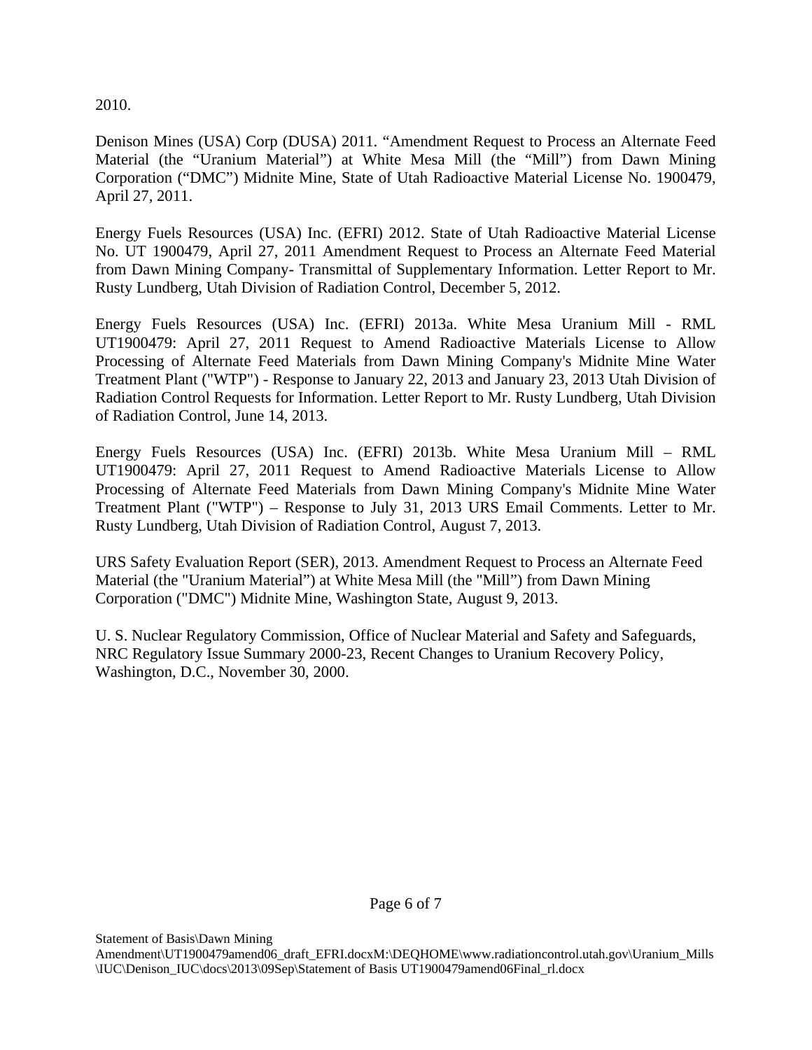2010.

Denison Mines (USA) Corp (DUSA) 2011. "Amendment Request to Process an Alternate Feed Material (the "Uranium Material") at White Mesa Mill (the "Mill") from Dawn Mining Corporation ("DMC") Midnite Mine, State of Utah Radioactive Material License No. 1900479, April 27, 2011.

Energy Fuels Resources (USA) Inc. (EFRI) 2012. State of Utah Radioactive Material License No. UT 1900479, April 27, 2011 Amendment Request to Process an Alternate Feed Material from Dawn Mining Company- Transmittal of Supplementary Information. Letter Report to Mr. Rusty Lundberg, Utah Division of Radiation Control, December 5, 2012.

Energy Fuels Resources (USA) Inc. (EFRI) 2013a. White Mesa Uranium Mill - RML UT1900479: April 27, 2011 Request to Amend Radioactive Materials License to Allow Processing of Alternate Feed Materials from Dawn Mining Company's Midnite Mine Water Treatment Plant ("WTP") - Response to January 22, 2013 and January 23, 2013 Utah Division of Radiation Control Requests for Information. Letter Report to Mr. Rusty Lundberg, Utah Division of Radiation Control, June 14, 2013.

Energy Fuels Resources (USA) Inc. (EFRI) 2013b. White Mesa Uranium Mill – RML UT1900479: April 27, 2011 Request to Amend Radioactive Materials License to Allow Processing of Alternate Feed Materials from Dawn Mining Company's Midnite Mine Water Treatment Plant ("WTP") – Response to July 31, 2013 URS Email Comments. Letter to Mr. Rusty Lundberg, Utah Division of Radiation Control, August 7, 2013.

URS Safety Evaluation Report (SER), 2013. Amendment Request to Process an Alternate Feed Material (the "Uranium Material") at White Mesa Mill (the "Mill") from Dawn Mining Corporation ("DMC") Midnite Mine, Washington State, August 9, 2013.

U. S. Nuclear Regulatory Commission, Office of Nuclear Material and Safety and Safeguards, NRC Regulatory Issue Summary 2000-23, Recent Changes to Uranium Recovery Policy, Washington, D.C., November 30, 2000.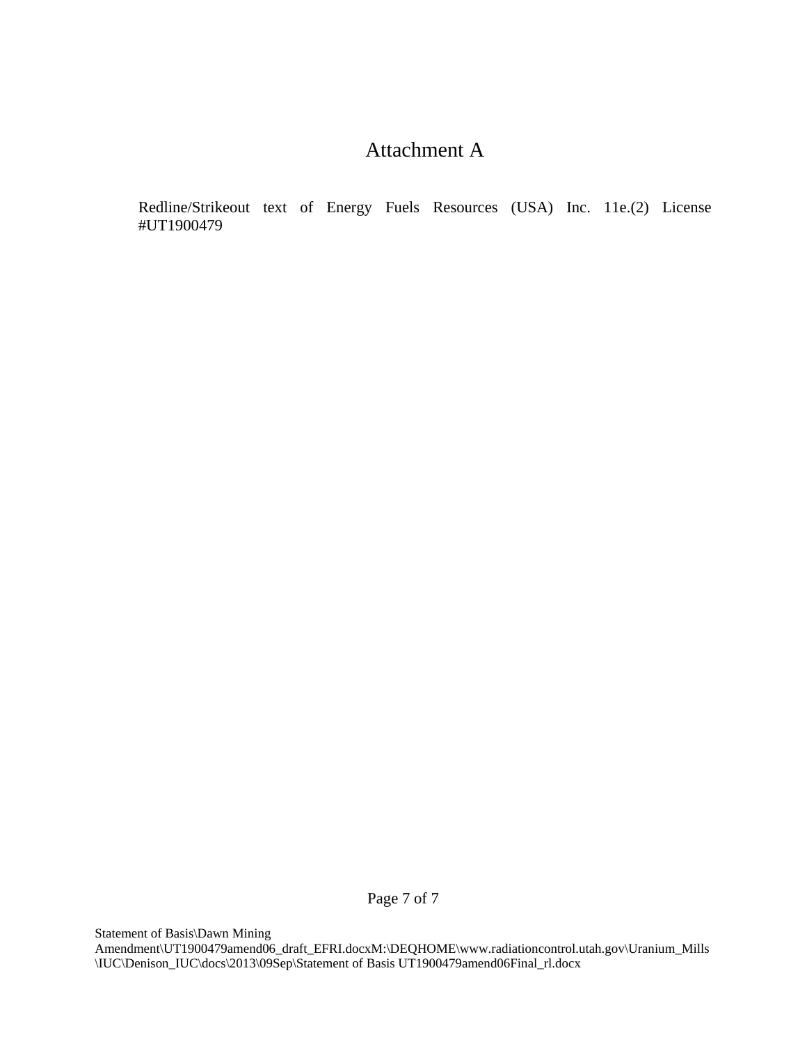# Attachment A

Redline/Strikeout text of Energy Fuels Resources (USA) Inc. 11e.(2) License #UT1900479